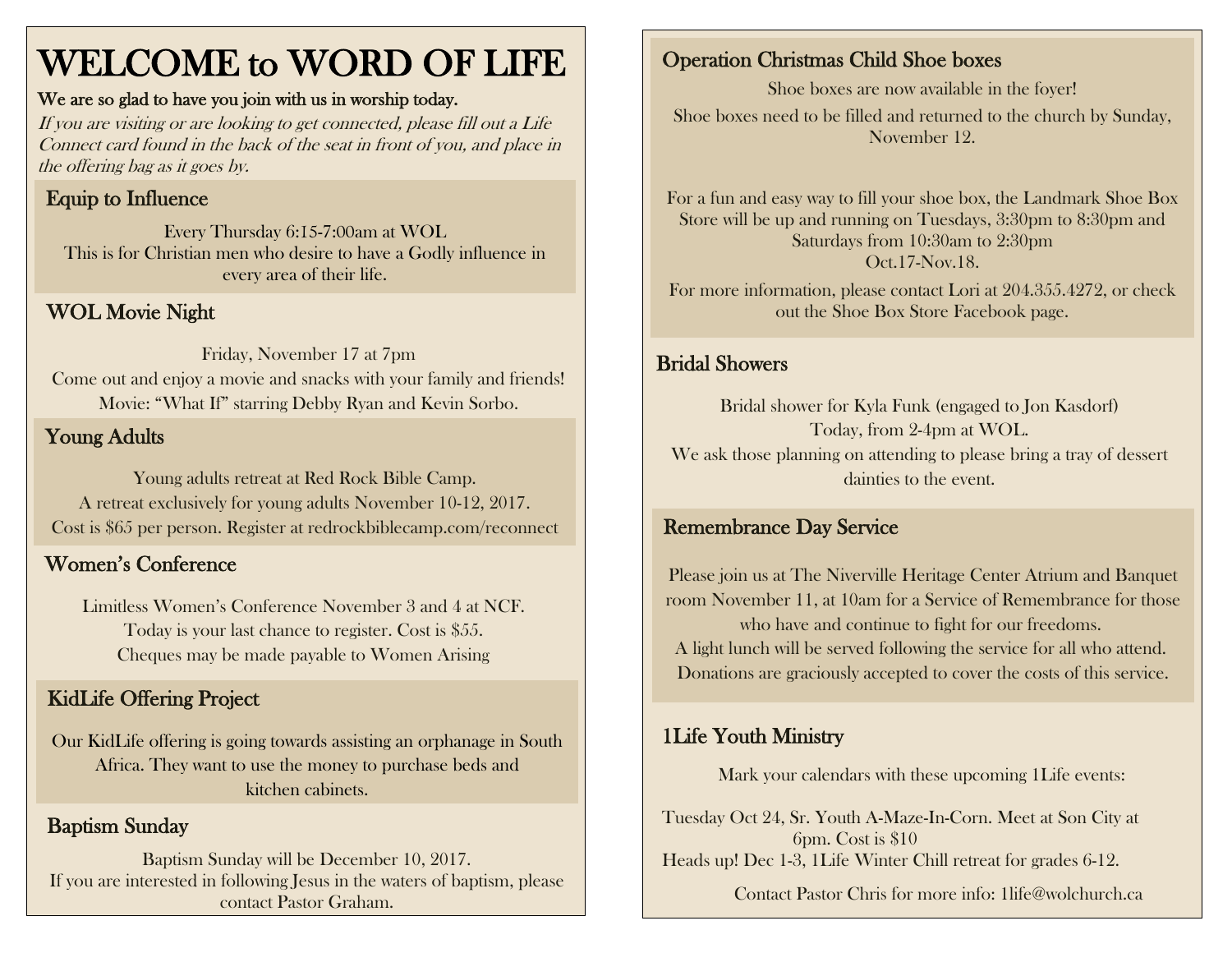# WELCOME to WORD OF LIFE

**We are so glad to have you join with us in worship today.**

*If you are visiting or are looking to get connected, please fill out a Life Connect card found in the back of the seat in front of you, and place in the offering bag as it goes by.*

## Equip to Influence

Every Thursday 6:15-7:00am at WOL
This is for Christian men who desire to have a Godly influence in every area of their life.

## WOL Movie Night

Friday, November 17 at 7pm
Come out and enjoy a movie and snacks with your family and friends!
Movie: "What If" starring Debby Ryan and Kevin Sorbo.

## Young Adults

Young adults retreat at Red Rock Bible Camp.
A retreat exclusively for young adults November 10-12, 2017.
Cost is $65 per person. Register at redrockbiblecamp.com/reconnect

## Women's Conference

Limitless Women's Conference November 3 and 4 at NCF.
Today is your last chance to register. Cost is $55.
Cheques may be made payable to Women Arising

## KidLife Offering Project

Our KidLife offering is going towards assisting an orphanage in South Africa. They want to use the money to purchase beds and kitchen cabinets.

## Baptism Sunday

Baptism Sunday will be December 10, 2017.
If you are interested in following Jesus in the waters of baptism, please contact Pastor Graham.

## Operation Christmas Child Shoe boxes

Shoe boxes are now available in the foyer!
Shoe boxes need to be filled and returned to the church by Sunday, November 12.

For a fun and easy way to fill your shoe box, the Landmark Shoe Box Store will be up and running on Tuesdays, 3:30pm to 8:30pm and Saturdays from 10:30am to 2:30pm
Oct.17-Nov.18.

For more information, please contact Lori at 204.355.4272, or check out the Shoe Box Store Facebook page.

## Bridal Showers

Bridal shower for Kyla Funk (engaged to Jon Kasdorf)
Today, from 2-4pm at WOL.
We ask those planning on attending to please bring a tray of dessert dainties to the event.

## Remembrance Day Service

Please join us at The Niverville Heritage Center Atrium and Banquet room November 11, at 10am for a Service of Remembrance for those who have and continue to fight for our freedoms.
A light lunch will be served following the service for all who attend.
Donations are graciously accepted to cover the costs of this service.

## 1Life Youth Ministry

Mark your calendars with these upcoming 1Life events:

Tuesday Oct 24, Sr. Youth A-Maze-In-Corn. Meet at Son City at 6pm. Cost is $10
Heads up! Dec 1-3, 1Life Winter Chill retreat for grades 6-12.

Contact Pastor Chris for more info: 1life@wolchurch.ca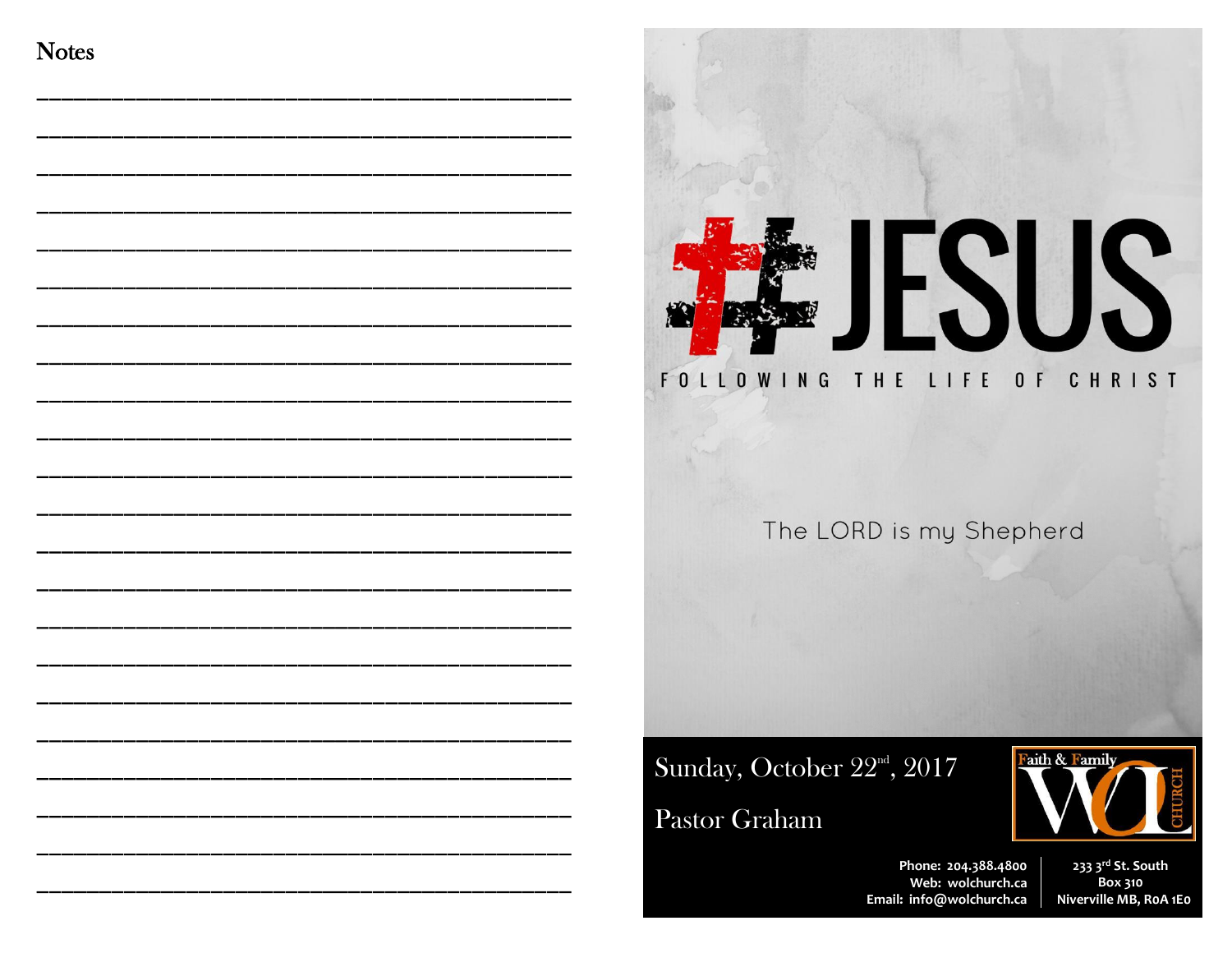## Notes

________________________________________

________________________________________

________________________________________

________________________________________

________________________________________

________________________________________

________________________________________

________________________________________

________________________________________

________________________________________

________________________________________

________________________________________

________________________________________

________________________________________

________________________________________

________________________________________

________________________________________

________________________________________

________________________________________

________________________________________

________________________________________

________________________________________

# #JESUS

FOLLOWING THE LIFE OF CHRIST

The LORD is my Shepherd

Sunday, October 22nd, 2017

Pastor Graham

Faith & Family WOL CHURCH

Phone: 204.388.4800
Web: wolchurch.ca
Email: info@wolchurch.ca

233 3rd St. South
Box 310
Niverville MB, R0A 1E0